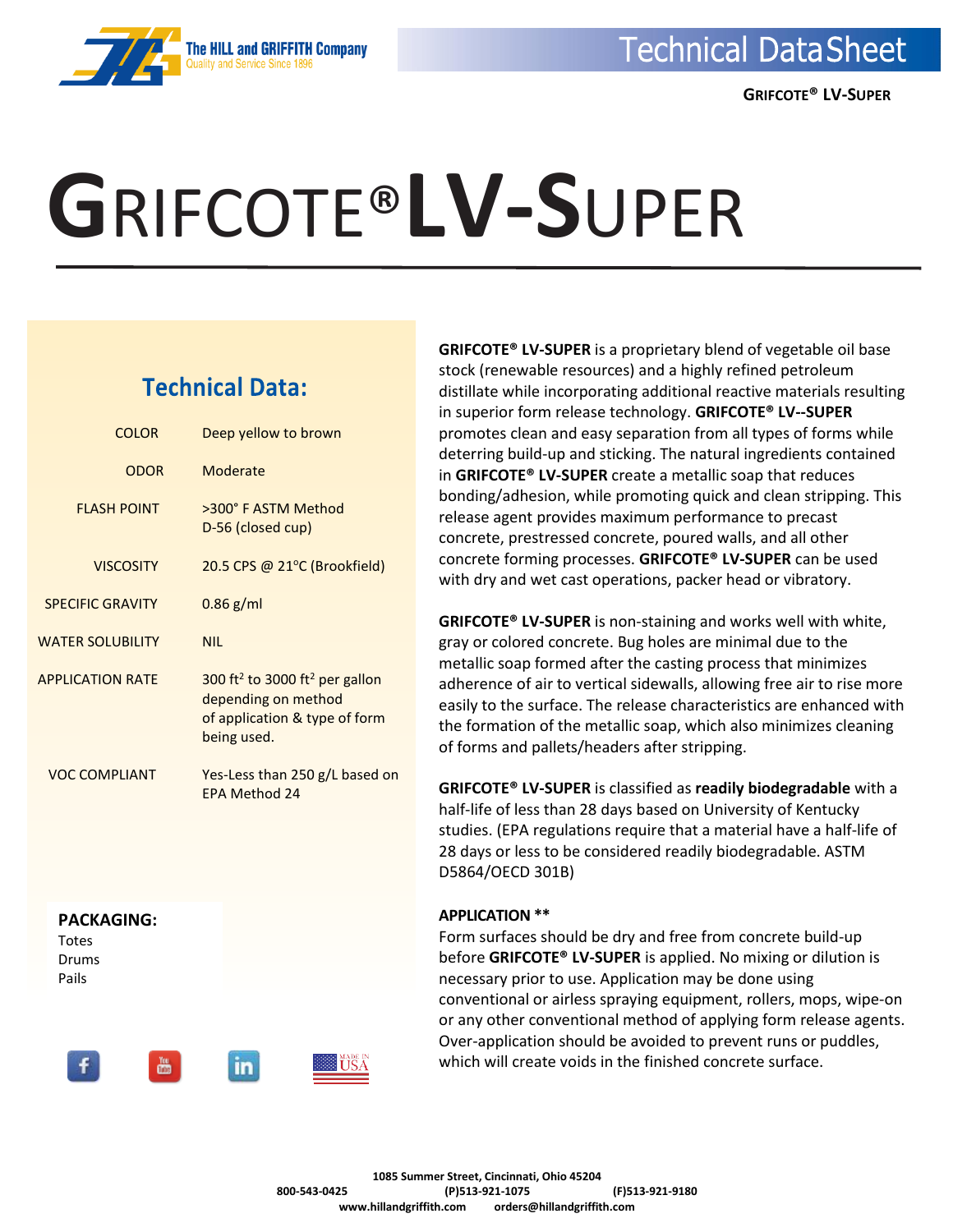# GRIFCOTE® LV-SUPER

## Technical Data:

| | |
|---|---|
| COLOR | Deep yellow to brown |
| ODOR | Moderate |
| FLASH POINT | >300° F ASTM Method D-56 (closed cup) |
| VISCOSITY | 20.5 CPS @ 21°C (Brookfield) |
| SPECIFIC GRAVITY | 0.86 g/ml |
| WATER SOLUBILITY | NIL |
| APPLICATION RATE | 300 $ft^2$ to 3000 $ft^2$ per gallon depending on method of application & type of form being used. |
| VOC COMPLIANT | Yes-Less than 250 g/L based on EPA Method 24 |

**PACKAGING:**

Totes
Drums
Pails

**GRIFCOTE® LV-SUPER** is a proprietary blend of vegetable oil base stock (renewable resources) and a highly refined petroleum distillate while incorporating additional reactive materials resulting in superior form release technology. **GRIFCOTE® LV--SUPER** promotes clean and easy separation from all types of forms while deterring build-up and sticking. The natural ingredients contained in **GRIFCOTE® LV-SUPER** create a metallic soap that reduces bonding/adhesion, while promoting quick and clean stripping. This release agent provides maximum performance to precast concrete, prestressed concrete, poured walls, and all other concrete forming processes. **GRIFCOTE® LV-SUPER** can be used with dry and wet cast operations, packer head or vibratory.

**GRIFCOTE® LV-SUPER** is non-staining and works well with white, gray or colored concrete. Bug holes are minimal due to the metallic soap formed after the casting process that minimizes adherence of air to vertical sidewalls, allowing free air to rise more easily to the surface. The release characteristics are enhanced with the formation of the metallic soap, which also minimizes cleaning of forms and pallets/headers after stripping.

**GRIFCOTE® LV-SUPER** is classified as **readily biodegradable** with a half-life of less than 28 days based on University of Kentucky studies. (EPA regulations require that a material have a half-life of 28 days or less to be considered readily biodegradable. ASTM D5864/OECD 301B)

**APPLICATION \*\***

Form surfaces should be dry and free from concrete build-up before **GRIFCOTE® LV-SUPER** is applied. No mixing or dilution is necessary prior to use. Application may be done using conventional or airless spraying equipment, rollers, mops, wipe-on or any other conventional method of applying form release agents. Over-application should be avoided to prevent runs or puddles, which will create voids in the finished concrete surface.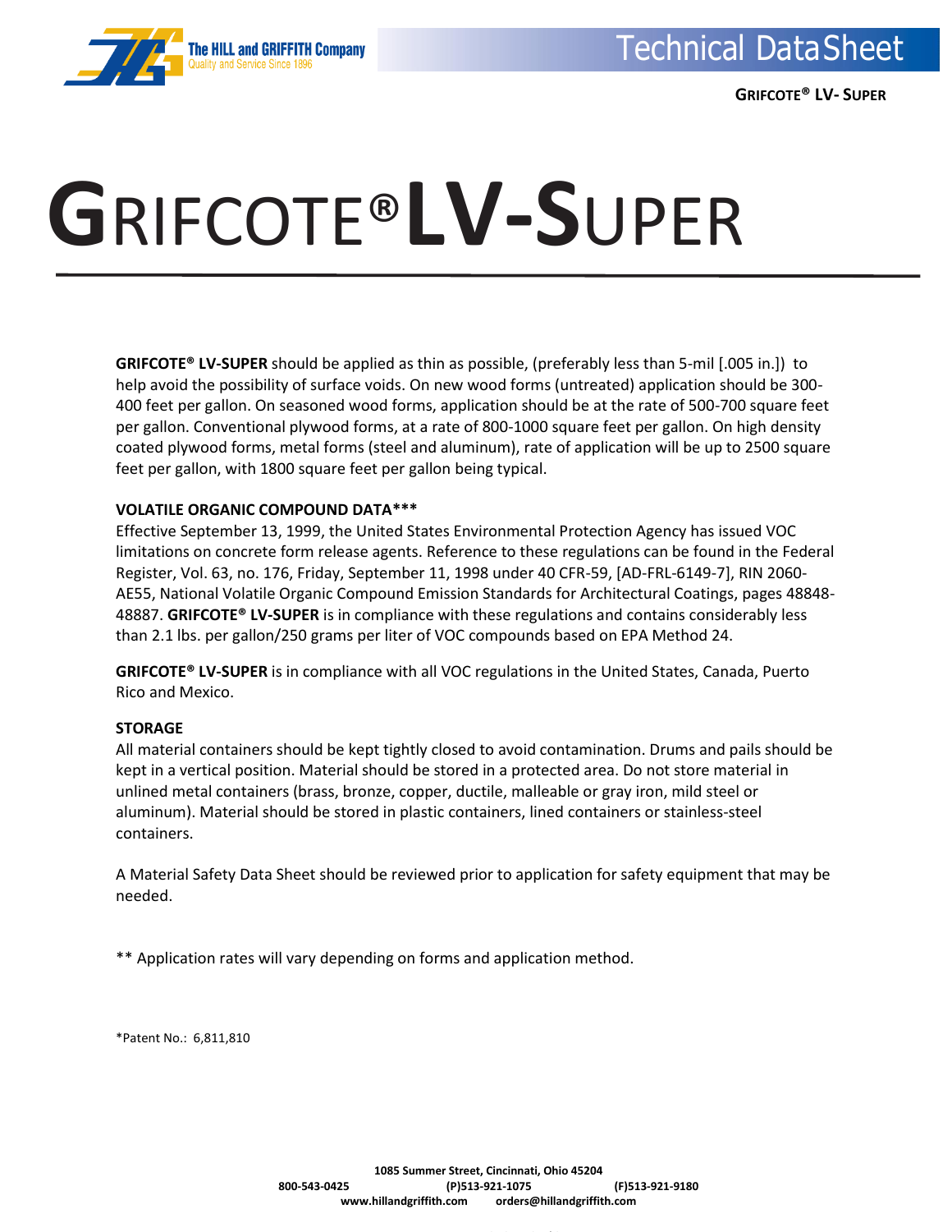# GRIFCOTE® LV-SUPER

**GRIFCOTE® LV-SUPER** should be applied as thin as possible, (preferably less than 5-mil [.005 in.]) to help avoid the possibility of surface voids. On new wood forms (untreated) application should be 300-400 feet per gallon. On seasoned wood forms, application should be at the rate of 500-700 square feet per gallon. Conventional plywood forms, at a rate of 800-1000 square feet per gallon. On high density coated plywood forms, metal forms (steel and aluminum), rate of application will be up to 2500 square feet per gallon, with 1800 square feet per gallon being typical.

**VOLATILE ORGANIC COMPOUND DATA*****

Effective September 13, 1999, the United States Environmental Protection Agency has issued VOC limitations on concrete form release agents. Reference to these regulations can be found in the Federal Register, Vol. 63, no. 176, Friday, September 11, 1998 under 40 CFR-59, [AD-FRL-6149-7], RIN 2060-AE55, National Volatile Organic Compound Emission Standards for Architectural Coatings, pages 48848-48887. **GRIFCOTE® LV-SUPER** is in compliance with these regulations and contains considerably less than 2.1 lbs. per gallon/250 grams per liter of VOC compounds based on EPA Method 24.

**GRIFCOTE® LV-SUPER** is in compliance with all VOC regulations in the United States, Canada, Puerto Rico and Mexico.

**STORAGE**

All material containers should be kept tightly closed to avoid contamination. Drums and pails should be kept in a vertical position. Material should be stored in a protected area. Do not store material in unlined metal containers (brass, bronze, copper, ductile, malleable or gray iron, mild steel or aluminum). Material should be stored in plastic containers, lined containers or stainless-steel containers.

A Material Safety Data Sheet should be reviewed prior to application for safety equipment that may be needed.

** Application rates will vary depending on forms and application method.

*Patent No.: 6,811,810

**1085 Summer Street, Cincinnati, Ohio 45204**
**800-543-0425 (P)513-921-1075 (F)513-921-9180**
**www.hillandgriffith.com orders@hillandgriffith.com**